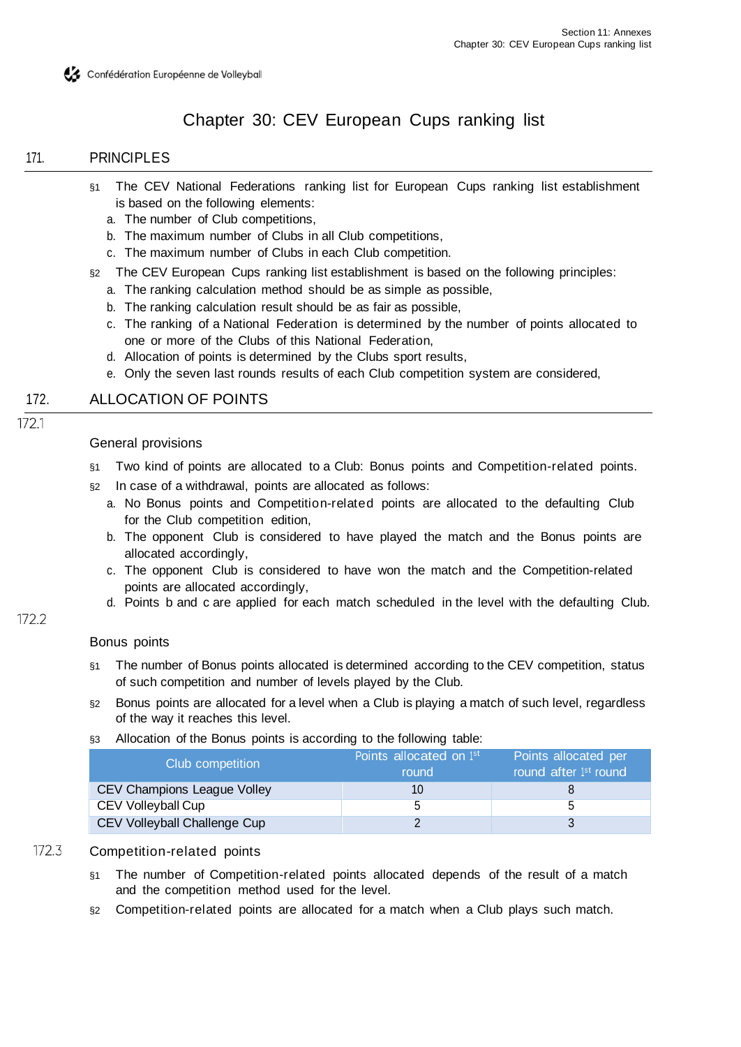# Chapter 30: CEV European Cups ranking list

## 171. PRINCIPLES

§1 The CEV National Federations ranking list for European Cups ranking list establishment is based on the following elements:

a. The number of Club competitions,
b. The maximum number of Clubs in all Club competitions,
c. The maximum number of Clubs in each Club competition.

§2 The CEV European Cups ranking list establishment is based on the following principles:

a. The ranking calculation method should be as simple as possible,
b. The ranking calculation result should be as fair as possible,
c. The ranking of a National Federation is determined by the number of points allocated to one or more of the Clubs of this National Federation,
d. Allocation of points is determined by the Clubs sport results,
e. Only the seven last rounds results of each Club competition system are considered,

## 172. ALLOCATION OF POINTS

### 172.1 General provisions

§1 Two kind of points are allocated to a Club: Bonus points and Competition-related points.

§2 In case of a withdrawal, points are allocated as follows:

a. No Bonus points and Competition-related points are allocated to the defaulting Club for the Club competition edition,
b. The opponent Club is considered to have played the match and the Bonus points are allocated accordingly,
c. The opponent Club is considered to have won the match and the Competition-related points are allocated accordingly,
d. Points b and c are applied for each match scheduled in the level with the defaulting Club.

### 172.2 Bonus points

§1 The number of Bonus points allocated is determined according to the CEV competition, status of such competition and number of levels played by the Club.

§2 Bonus points are allocated for a level when a Club is playing a match of such level, regardless of the way it reaches this level.

§3 Allocation of the Bonus points is according to the following table:

| Club competition | Points allocated on 1st round | Points allocated per round after 1st round |
|---|---|---|
| CEV Champions League Volley | 10 | 8 |
| CEV Volleyball Cup | 5 | 5 |
| CEV Volleyball Challenge Cup | 2 | 3 |

### 172.3 Competition-related points

§1 The number of Competition-related points allocated depends of the result of a match and the competition method used for the level.

§2 Competition-related points are allocated for a match when a Club plays such match.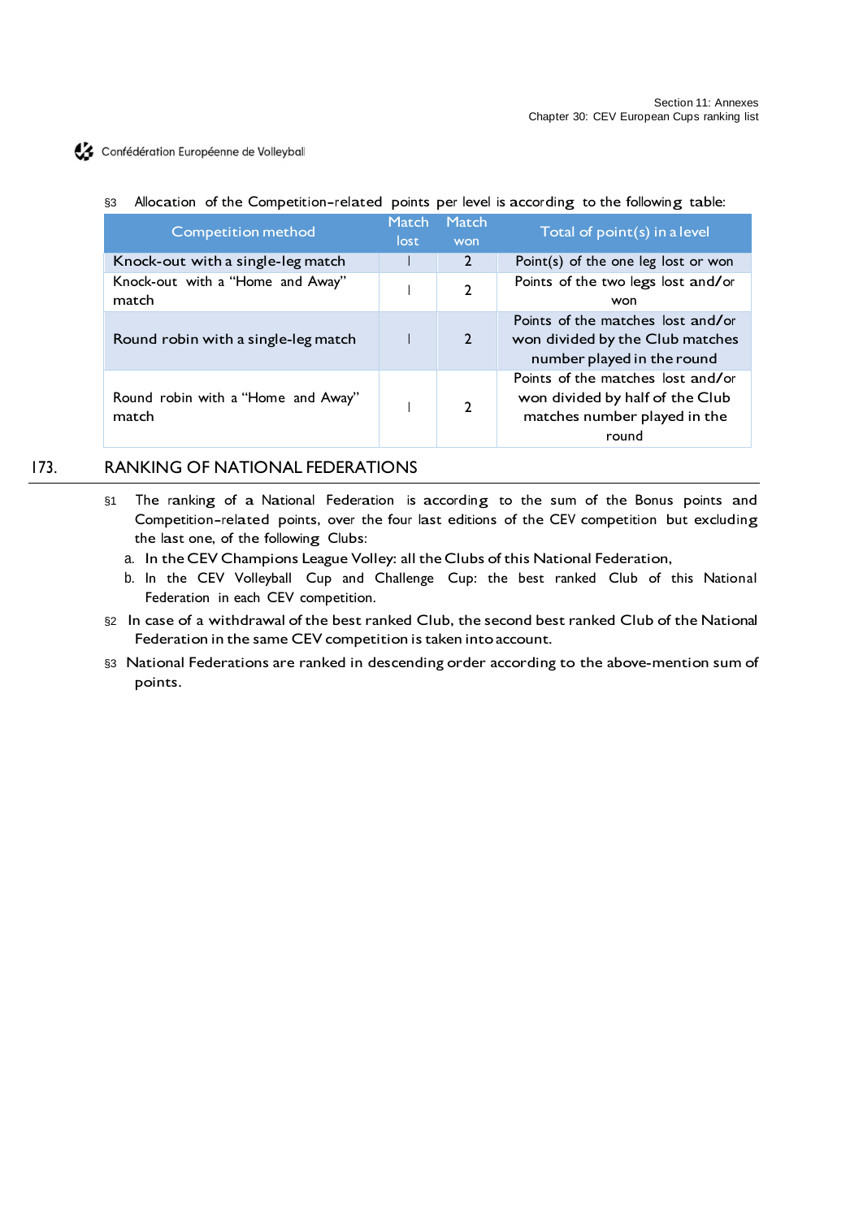§3 Allocation of the Competition-related points per level is according to the following table:

| Competition method | Match lost | Match won | Total of point(s) in a level |
|---|---|---|---|
| Knock-out with a single-leg match | 1 | 2 | Point(s) of the one leg lost or won |
| Knock-out with a "Home and Away" match | 1 | 2 | Points of the two legs lost and/or won |
| Round robin with a single-leg match | 1 | 2 | Points of the matches lost and/or won divided by the Club matches number played in the round |
| Round robin with a "Home and Away" match | 1 | 2 | Points of the matches lost and/or won divided by half of the Club matches number played in the round |

## 173. RANKING OF NATIONAL FEDERATIONS

§1 The ranking of a National Federation is according to the sum of the Bonus points and Competition-related points, over the four last editions of the CEV competition but excluding the last one, of the following Clubs:

a. In the CEV Champions League Volley: all the Clubs of this National Federation,
b. In the CEV Volleyball Cup and Challenge Cup: the best ranked Club of this National Federation in each CEV competition.

§2 In case of a withdrawal of the best ranked Club, the second best ranked Club of the National Federation in the same CEV competition is taken into account.

§3 National Federations are ranked in descending order according to the above-mention sum of points.